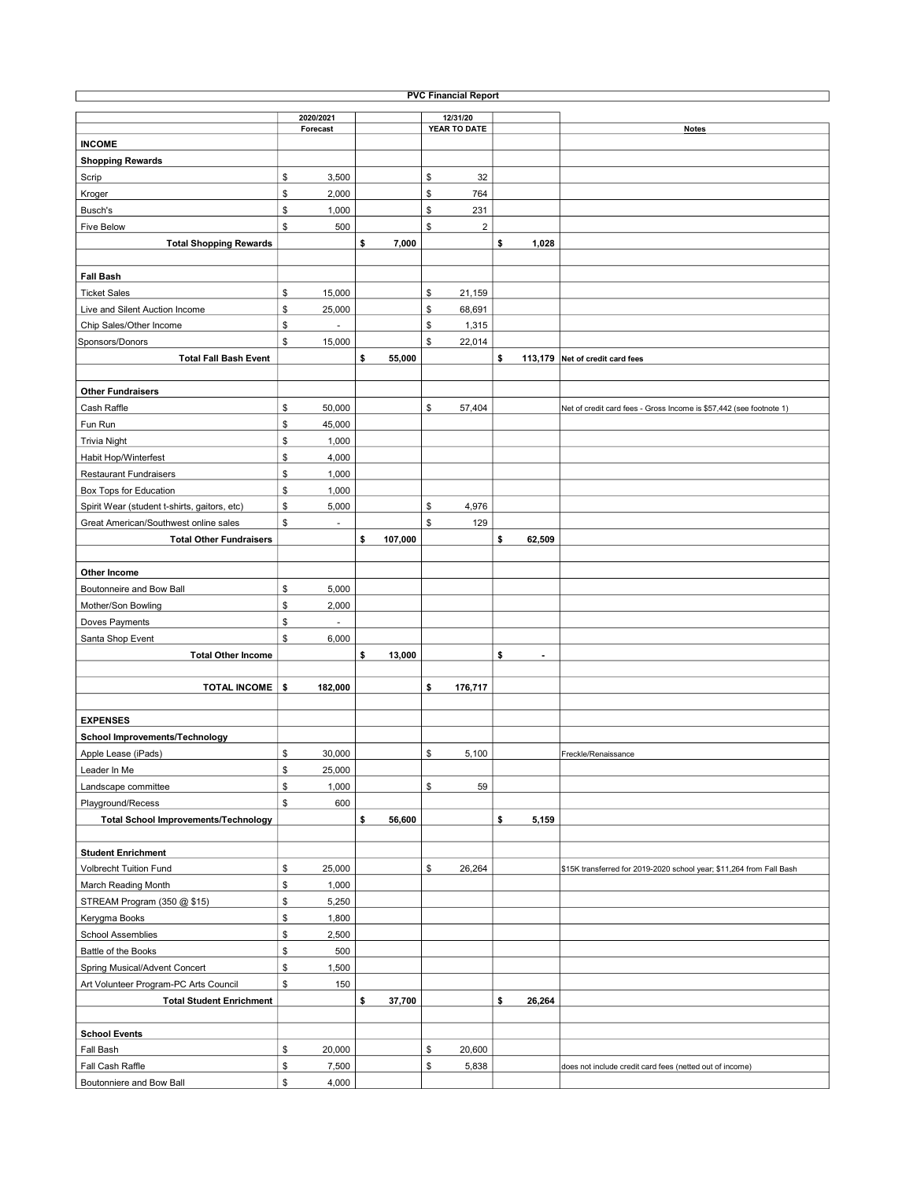# PVC Financial Report

| | 2020/2021 Forecast | | 12/31/20 YEAR TO DATE | | Notes |
|---|---|---|---|---|---|
| **INCOME** | | | | | |
| **Shopping Rewards** | | | | | |
| Scrip | $ 3,500 | | $ 32 | | |
| Kroger | $ 2,000 | | $ 764 | | |
| Busch's | $ 1,000 | | $ 231 | | |
| Five Below | $ 500 | | $ 2 | | |
| **Total Shopping Rewards** | | **$ 7,000** | | **$ 1,028** | |
| | | | | | |
| **Fall Bash** | | | | | |
| Ticket Sales | $ 15,000 | | $ 21,159 | | |
| Live and Silent Auction Income | $ 25,000 | | $ 68,691 | | |
| Chip Sales/Other Income | $ - | | $ 1,315 | | |
| Sponsors/Donors | $ 15,000 | | $ 22,014 | | |
| **Total Fall Bash Event** | | **$ 55,000** | | **$ 113,179** | **Net of credit card fees** |
| | | | | | |
| **Other Fundraisers** | | | | | |
| Cash Raffle | $ 50,000 | | $ 57,404 | | Net of credit card fees - Gross Income is $57,442 (see footnote 1) |
| Fun Run | $ 45,000 | | | | |
| Trivia Night | $ 1,000 | | | | |
| Habit Hop/Winterfest | $ 4,000 | | | | |
| Restaurant Fundraisers | $ 1,000 | | | | |
| Box Tops for Education | $ 1,000 | | | | |
| Spirit Wear (student t-shirts, gaitors, etc) | $ 5,000 | | $ 4,976 | | |
| Great American/Southwest online sales | $ - | | $ 129 | | |
| **Total Other Fundraisers** | | **$ 107,000** | | **$ 62,509** | |
| | | | | | |
| **Other Income** | | | | | |
| Boutonneire and Bow Ball | $ 5,000 | | | | |
| Mother/Son Bowling | $ 2,000 | | | | |
| Doves Payments | $ - | | | | |
| Santa Shop Event | $ 6,000 | | | | |
| **Total Other Income** | | **$ 13,000** | | **$ -** | |
| | | | | | |
| **TOTAL INCOME** | **$ 182,000** | | **$ 176,717** | | |
| | | | | | |
| **EXPENSES** | | | | | |
| **School Improvements/Technology** | | | | | |
| Apple Lease (iPads) | $ 30,000 | | $ 5,100 | | Freckle/Renaissance |
| Leader In Me | $ 25,000 | | | | |
| Landscape committee | $ 1,000 | | $ 59 | | |
| Playground/Recess | $ 600 | | | | |
| **Total School Improvements/Technology** | | **$ 56,600** | | **$ 5,159** | |
| | | | | | |
| **Student Enrichment** | | | | | |
| Volbrecht Tuition Fund | $ 25,000 | | $ 26,264 | | $15K transferred for 2019-2020 school year; $11,264 from Fall Bash |
| March Reading Month | $ 1,000 | | | | |
| STREAM Program (350 @ $15) | $ 5,250 | | | | |
| Kerygma Books | $ 1,800 | | | | |
| School Assemblies | $ 2,500 | | | | |
| Battle of the Books | $ 500 | | | | |
| Spring Musical/Advent Concert | $ 1,500 | | | | |
| Art Volunteer Program-PC Arts Council | $ 150 | | | | |
| **Total Student Enrichment** | | **$ 37,700** | | **$ 26,264** | |
| | | | | | |
| **School Events** | | | | | |
| Fall Bash | $ 20,000 | | $ 20,600 | | |
| Fall Cash Raffle | $ 7,500 | | $ 5,838 | | does not include credit card fees (netted out of income) |
| Boutonniere and Bow Ball | $ 4,000 | | | | |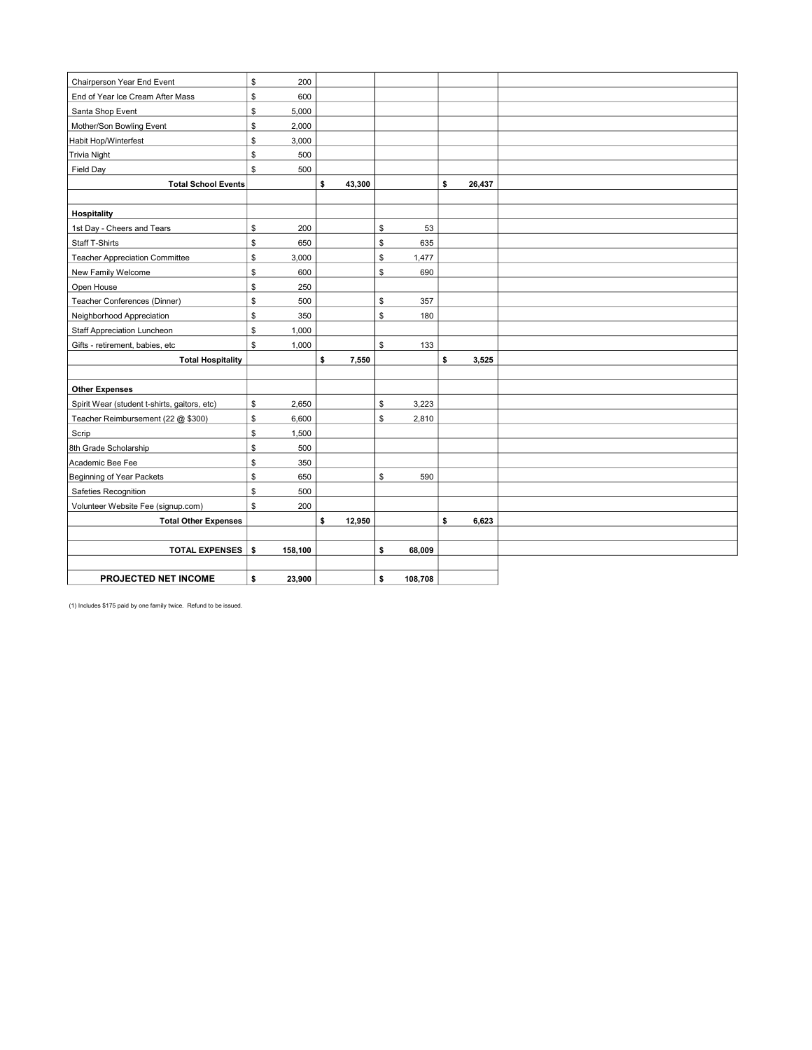| | | | | | |
|---|---|---|---|---|---|
| Chairperson Year End Event | $ 200 | | | | |
| End of Year Ice Cream After Mass | $ 600 | | | | |
| Santa Shop Event | $ 5,000 | | | | |
| Mother/Son Bowling Event | $ 2,000 | | | | |
| Habit Hop/Winterfest | $ 3,000 | | | | |
| Trivia Night | $ 500 | | | | |
| Field Day | $ 500 | | | | |
| **Total School Events** | | **$ 43,300** | | **$ 26,437** | |
| | | | | | |
| **Hospitality** | | | | | |
| 1st Day - Cheers and Tears | $ 200 | | $ 53 | | |
| Staff T-Shirts | $ 650 | | $ 635 | | |
| Teacher Appreciation Committee | $ 3,000 | | $ 1,477 | | |
| New Family Welcome | $ 600 | | $ 690 | | |
| Open House | $ 250 | | | | |
| Teacher Conferences (Dinner) | $ 500 | | $ 357 | | |
| Neighborhood Appreciation | $ 350 | | $ 180 | | |
| Staff Appreciation Luncheon | $ 1,000 | | | | |
| Gifts - retirement, babies, etc | $ 1,000 | | $ 133 | | |
| **Total Hospitality** | | **$ 7,550** | | **$ 3,525** | |
| | | | | | |
| **Other Expenses** | | | | | |
| Spirit Wear (student t-shirts, gaitors, etc) | $ 2,650 | | $ 3,223 | | |
| Teacher Reimbursement (22 @ $300) | $ 6,600 | | $ 2,810 | | |
| Scrip | $ 1,500 | | | | |
| 8th Grade Scholarship | $ 500 | | | | |
| Academic Bee Fee | $ 350 | | | | |
| Beginning of Year Packets | $ 650 | | $ 590 | | |
| Safeties Recognition | $ 500 | | | | |
| Volunteer Website Fee (signup.com) | $ 200 | | | | |
| **Total Other Expenses** | | **$ 12,950** | | **$ 6,623** | |
| | | | | | |
| **TOTAL EXPENSES** | **$ 158,100** | | **$ 68,009** | | |
| | | | | | |
| **PROJECTED NET INCOME** | **$ 23,900** | | **$ 108,708** | | |

(1) Includes $175 paid by one family twice. Refund to be issued.